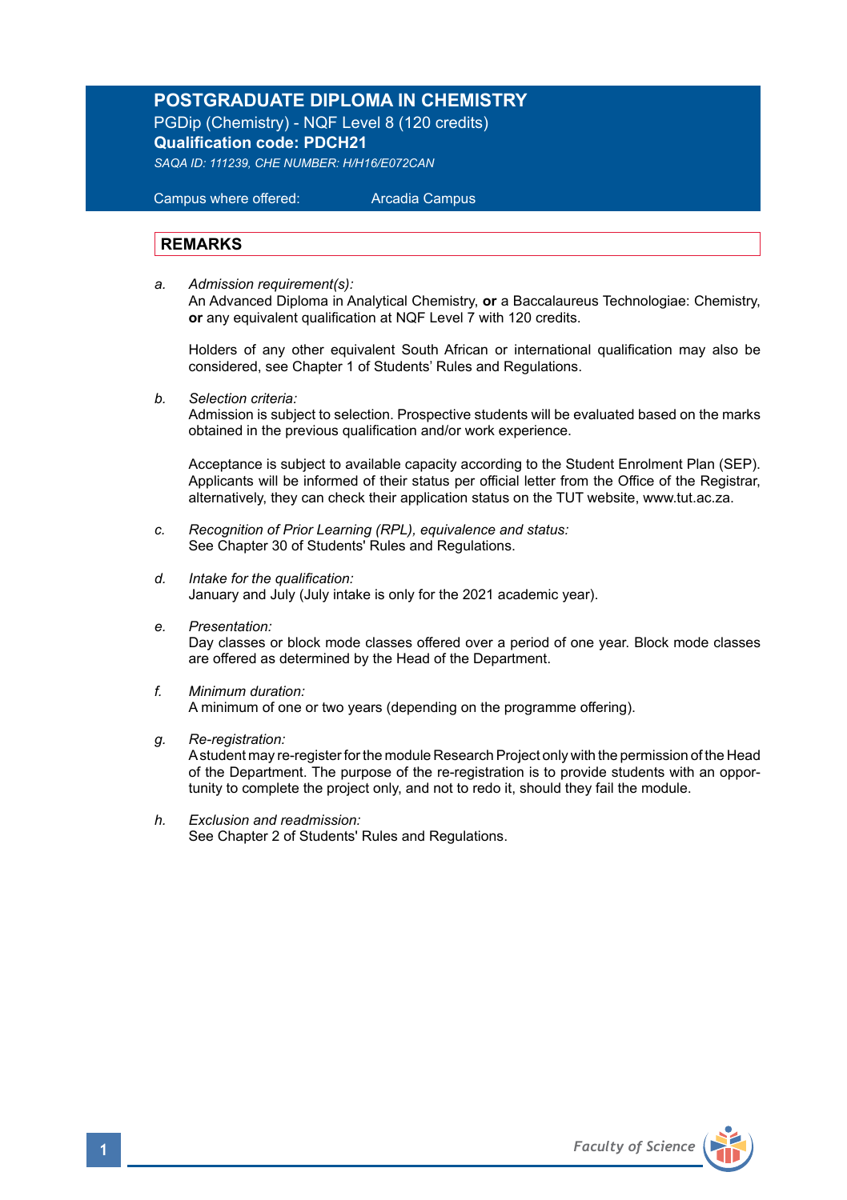# POSTGRADUATE DIPLOMA IN CHEMISTRY

PGDip (Chemistry) - NQF Level 8 (120 credits)

**Qualification code: PDCH21**

*SAQA ID: 111239, CHE NUMBER: H/H16/E072CAN*

Campus where offered: Arcadia Campus

## REMARKS

a. *Admission requirement(s):*
   An Advanced Diploma in Analytical Chemistry, **or** a Baccalaureus Technologiae: Chemistry, **or** any equivalent qualification at NQF Level 7 with 120 credits.

   Holders of any other equivalent South African or international qualification may also be considered, see Chapter 1 of Students' Rules and Regulations.

b. *Selection criteria:*
   Admission is subject to selection. Prospective students will be evaluated based on the marks obtained in the previous qualification and/or work experience.

   Acceptance is subject to available capacity according to the Student Enrolment Plan (SEP). Applicants will be informed of their status per official letter from the Office of the Registrar, alternatively, they can check their application status on the TUT website, www.tut.ac.za.

c. *Recognition of Prior Learning (RPL), equivalence and status:*
   See Chapter 30 of Students' Rules and Regulations.

d. *Intake for the qualification:*
   January and July (July intake is only for the 2021 academic year).

e. *Presentation:*
   Day classes or block mode classes offered over a period of one year. Block mode classes are offered as determined by the Head of the Department.

f. *Minimum duration:*
   A minimum of one or two years (depending on the programme offering).

g. *Re-registration:*
   A student may re-register for the module Research Project only with the permission of the Head of the Department. The purpose of the re-registration is to provide students with an opportunity to complete the project only, and not to redo it, should they fail the module.

h. *Exclusion and readmission:*
   See Chapter 2 of Students' Rules and Regulations.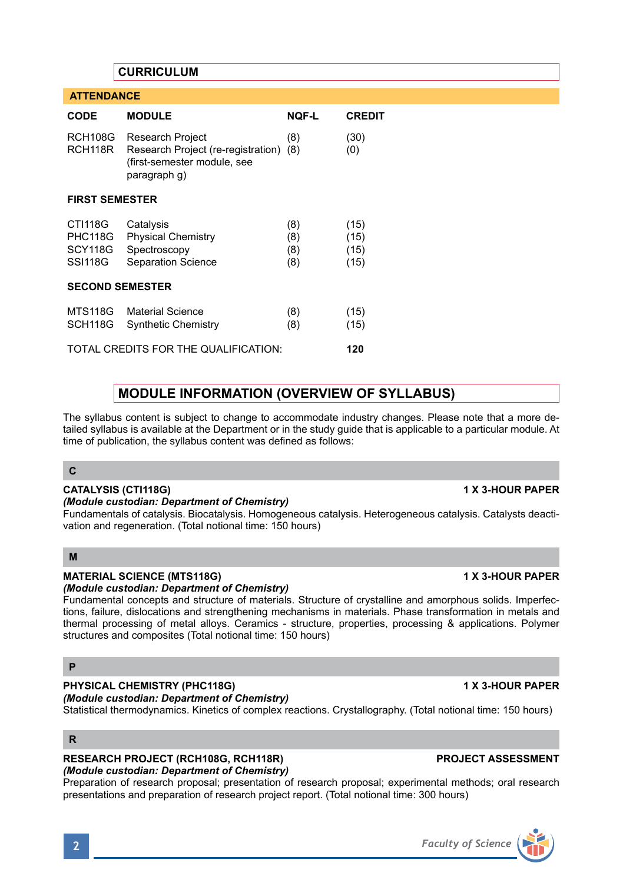## CURRICULUM

### ATTENDANCE

| CODE | MODULE | NQF-L | CREDIT |
|---|---|---|---|
| RCH108G | Research Project | (8) | (30) |
| RCH118R | Research Project (re-registration) (first-semester module, see paragraph g) | (8) | (0) |
| **FIRST SEMESTER** | | | |
| CTI118G | Catalysis | (8) | (15) |
| PHC118G | Physical Chemistry | (8) | (15) |
| SCY118G | Spectroscopy | (8) | (15) |
| SSI118G | Separation Science | (8) | (15) |
| **SECOND SEMESTER** | | | |
| MTS118G | Material Science | (8) | (15) |
| SCH118G | Synthetic Chemistry | (8) | (15) |
| TOTAL CREDITS FOR THE QUALIFICATION: | | | **120** |

## MODULE INFORMATION (OVERVIEW OF SYLLABUS)

The syllabus content is subject to change to accommodate industry changes. Please note that a more detailed syllabus is available at the Department or in the study guide that is applicable to a particular module. At time of publication, the syllabus content was defined as follows:

### C

**CATALYSIS (CTI118G)** **1 X 3-HOUR PAPER**
***(Module custodian: Department of Chemistry)***
Fundamentals of catalysis. Biocatalysis. Homogeneous catalysis. Heterogeneous catalysis. Catalysts deactivation and regeneration. (Total notional time: 150 hours)

### M

**MATERIAL SCIENCE (MTS118G)** **1 X 3-HOUR PAPER**
***(Module custodian: Department of Chemistry)***
Fundamental concepts and structure of materials. Structure of crystalline and amorphous solids. Imperfections, failure, dislocations and strengthening mechanisms in materials. Phase transformation in metals and thermal processing of metal alloys. Ceramics - structure, properties, processing & applications. Polymer structures and composites (Total notional time: 150 hours)

### P

**PHYSICAL CHEMISTRY (PHC118G)** **1 X 3-HOUR PAPER**
***(Module custodian: Department of Chemistry)***
Statistical thermodynamics. Kinetics of complex reactions. Crystallography. (Total notional time: 150 hours)

### R

**RESEARCH PROJECT (RCH108G, RCH118R)** **PROJECT ASSESSMENT**
***(Module custodian: Department of Chemistry)***
Preparation of research proposal; presentation of research proposal; experimental methods; oral research presentations and preparation of research project report. (Total notional time: 300 hours)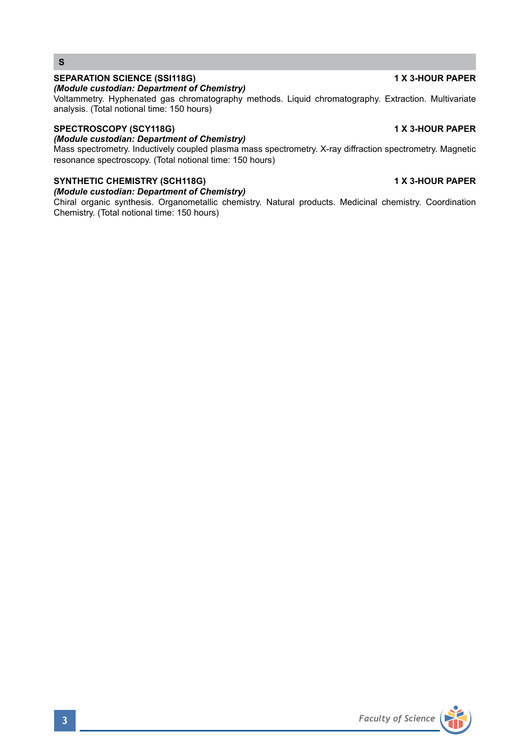## S

**SEPARATION SCIENCE (SSI118G)** **1 X 3-HOUR PAPER**

***(Module custodian: Department of Chemistry)***

Voltammetry. Hyphenated gas chromatography methods. Liquid chromatography. Extraction. Multivariate analysis. (Total notional time: 150 hours)

**SPECTROSCOPY (SCY118G)** **1 X 3-HOUR PAPER**

***(Module custodian: Department of Chemistry)***

Mass spectrometry. Inductively coupled plasma mass spectrometry. X-ray diffraction spectrometry. Magnetic resonance spectroscopy. (Total notional time: 150 hours)

**SYNTHETIC CHEMISTRY (SCH118G)** **1 X 3-HOUR PAPER**

***(Module custodian: Department of Chemistry)***

Chiral organic synthesis. Organometallic chemistry. Natural products. Medicinal chemistry. Coordination Chemistry. (Total notional time: 150 hours)